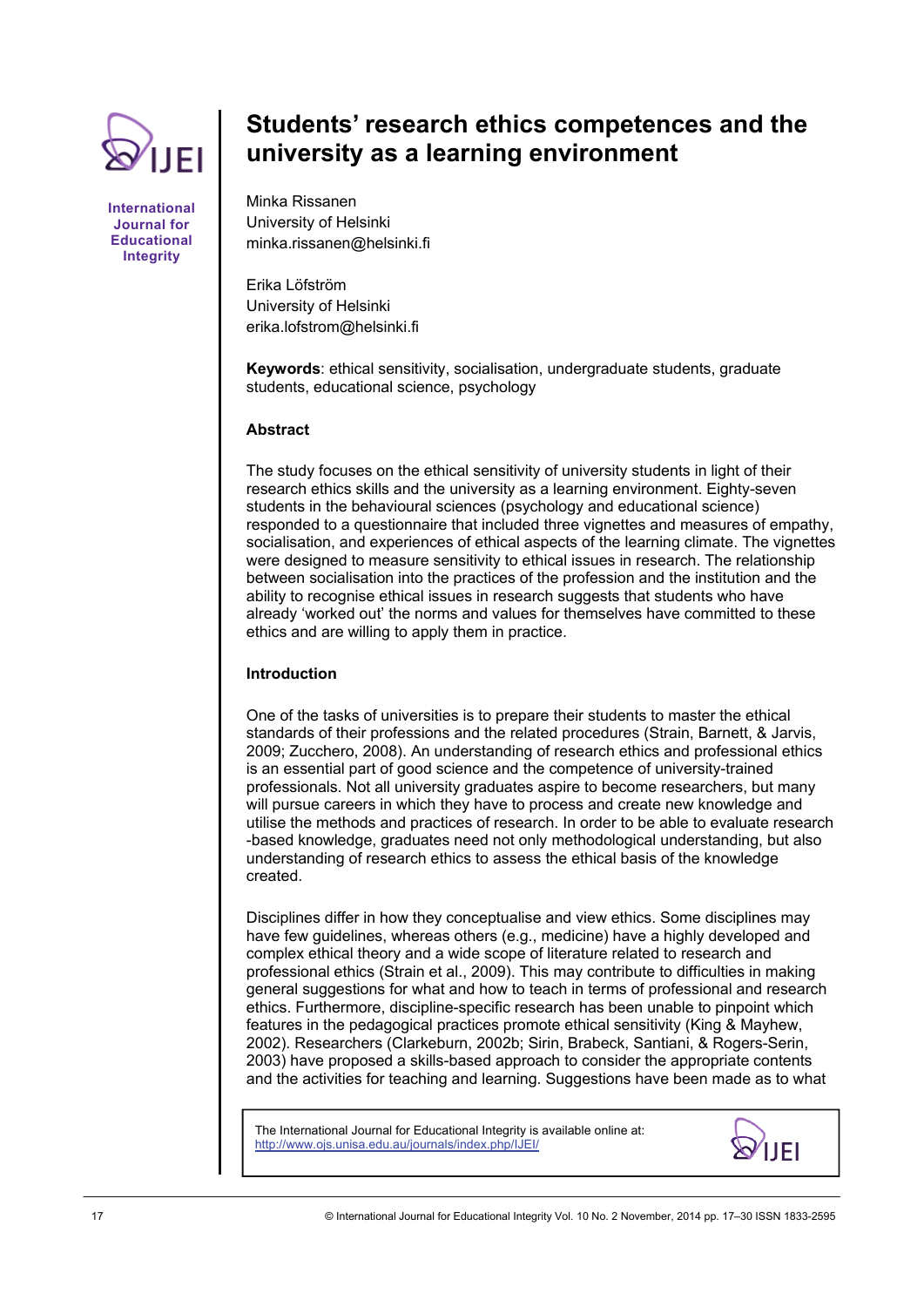# Students' research ethics competences and the university as a learning environment

Minka Rissanen
University of Helsinki
minka.rissanen@helsinki.fi

Erika Löfström
University of Helsinki
erika.lofstrom@helsinki.fi

**Keywords**: ethical sensitivity, socialisation, undergraduate students, graduate students, educational science, psychology

## Abstract

The study focuses on the ethical sensitivity of university students in light of their research ethics skills and the university as a learning environment. Eighty-seven students in the behavioural sciences (psychology and educational science) responded to a questionnaire that included three vignettes and measures of empathy, socialisation, and experiences of ethical aspects of the learning climate. The vignettes were designed to measure sensitivity to ethical issues in research. The relationship between socialisation into the practices of the profession and the institution and the ability to recognise ethical issues in research suggests that students who have already 'worked out' the norms and values for themselves have committed to these ethics and are willing to apply them in practice.

## Introduction

One of the tasks of universities is to prepare their students to master the ethical standards of their professions and the related procedures (Strain, Barnett, & Jarvis, 2009; Zucchero, 2008). An understanding of research ethics and professional ethics is an essential part of good science and the competence of university-trained professionals. Not all university graduates aspire to become researchers, but many will pursue careers in which they have to process and create new knowledge and utilise the methods and practices of research. In order to be able to evaluate research -based knowledge, graduates need not only methodological understanding, but also understanding of research ethics to assess the ethical basis of the knowledge created.

Disciplines differ in how they conceptualise and view ethics. Some disciplines may have few guidelines, whereas others (e.g., medicine) have a highly developed and complex ethical theory and a wide scope of literature related to research and professional ethics (Strain et al., 2009). This may contribute to difficulties in making general suggestions for what and how to teach in terms of professional and research ethics. Furthermore, discipline-specific research has been unable to pinpoint which features in the pedagogical practices promote ethical sensitivity (King & Mayhew, 2002). Researchers (Clarkeburn, 2002b; Sirin, Brabeck, Santiani, & Rogers-Serin, 2003) have proposed a skills-based approach to consider the appropriate contents and the activities for teaching and learning. Suggestions have been made as to what

The International Journal for Educational Integrity is available online at:
http://www.ojs.unisa.edu.au/journals/index.php/IJEI/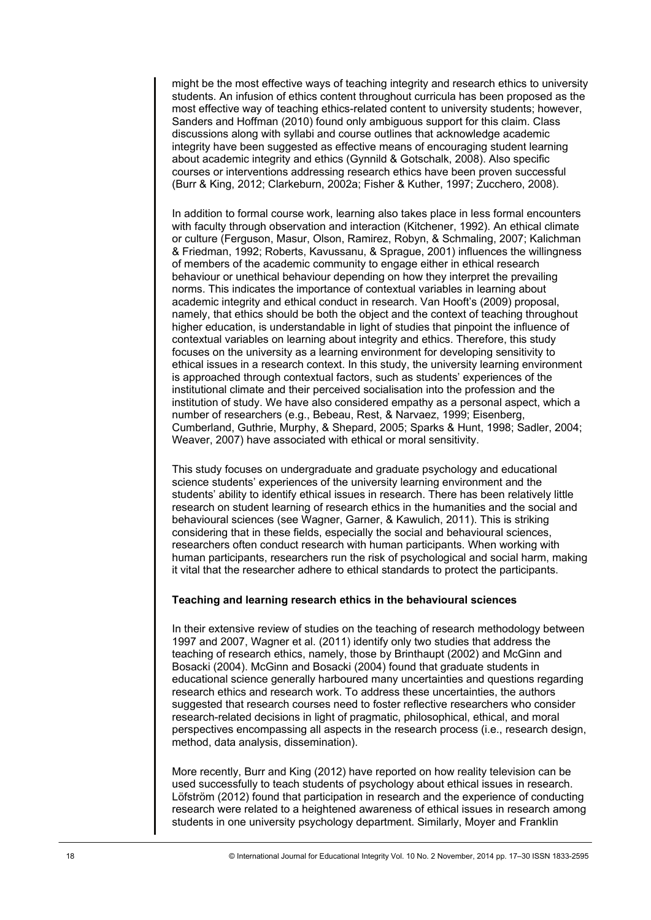might be the most effective ways of teaching integrity and research ethics to university students. An infusion of ethics content throughout curricula has been proposed as the most effective way of teaching ethics-related content to university students; however, Sanders and Hoffman (2010) found only ambiguous support for this claim. Class discussions along with syllabi and course outlines that acknowledge academic integrity have been suggested as effective means of encouraging student learning about academic integrity and ethics (Gynnild & Gotschalk, 2008). Also specific courses or interventions addressing research ethics have been proven successful (Burr & King, 2012; Clarkeburn, 2002a; Fisher & Kuther, 1997; Zucchero, 2008).

In addition to formal course work, learning also takes place in less formal encounters with faculty through observation and interaction (Kitchener, 1992). An ethical climate or culture (Ferguson, Masur, Olson, Ramirez, Robyn, & Schmaling, 2007; Kalichman & Friedman, 1992; Roberts, Kavussanu, & Sprague, 2001) influences the willingness of members of the academic community to engage either in ethical research behaviour or unethical behaviour depending on how they interpret the prevailing norms. This indicates the importance of contextual variables in learning about academic integrity and ethical conduct in research. Van Hooft's (2009) proposal, namely, that ethics should be both the object and the context of teaching throughout higher education, is understandable in light of studies that pinpoint the influence of contextual variables on learning about integrity and ethics. Therefore, this study focuses on the university as a learning environment for developing sensitivity to ethical issues in a research context. In this study, the university learning environment is approached through contextual factors, such as students' experiences of the institutional climate and their perceived socialisation into the profession and the institution of study. We have also considered empathy as a personal aspect, which a number of researchers (e.g., Bebeau, Rest, & Narvaez, 1999; Eisenberg, Cumberland, Guthrie, Murphy, & Shepard, 2005; Sparks & Hunt, 1998; Sadler, 2004; Weaver, 2007) have associated with ethical or moral sensitivity.

This study focuses on undergraduate and graduate psychology and educational science students' experiences of the university learning environment and the students' ability to identify ethical issues in research. There has been relatively little research on student learning of research ethics in the humanities and the social and behavioural sciences (see Wagner, Garner, & Kawulich, 2011). This is striking considering that in these fields, especially the social and behavioural sciences, researchers often conduct research with human participants. When working with human participants, researchers run the risk of psychological and social harm, making it vital that the researcher adhere to ethical standards to protect the participants.

## Teaching and learning research ethics in the behavioural sciences

In their extensive review of studies on the teaching of research methodology between 1997 and 2007, Wagner et al. (2011) identify only two studies that address the teaching of research ethics, namely, those by Brinthaupt (2002) and McGinn and Bosacki (2004). McGinn and Bosacki (2004) found that graduate students in educational science generally harboured many uncertainties and questions regarding research ethics and research work. To address these uncertainties, the authors suggested that research courses need to foster reflective researchers who consider research-related decisions in light of pragmatic, philosophical, ethical, and moral perspectives encompassing all aspects in the research process (i.e., research design, method, data analysis, dissemination).

More recently, Burr and King (2012) have reported on how reality television can be used successfully to teach students of psychology about ethical issues in research. Löfström (2012) found that participation in research and the experience of conducting research were related to a heightened awareness of ethical issues in research among students in one university psychology department. Similarly, Moyer and Franklin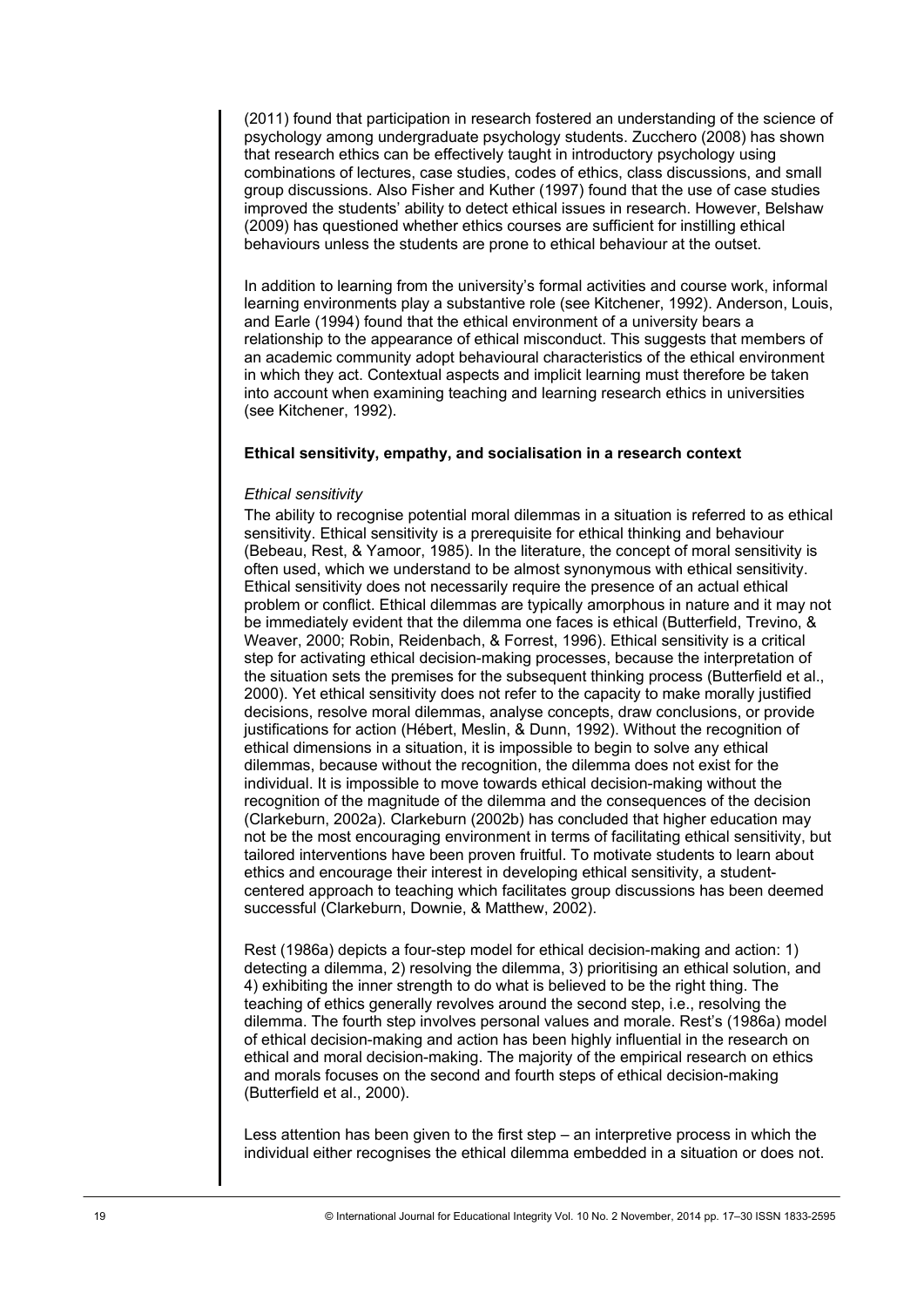(2011) found that participation in research fostered an understanding of the science of psychology among undergraduate psychology students. Zucchero (2008) has shown that research ethics can be effectively taught in introductory psychology using combinations of lectures, case studies, codes of ethics, class discussions, and small group discussions. Also Fisher and Kuther (1997) found that the use of case studies improved the students' ability to detect ethical issues in research. However, Belshaw (2009) has questioned whether ethics courses are sufficient for instilling ethical behaviours unless the students are prone to ethical behaviour at the outset.

In addition to learning from the university's formal activities and course work, informal learning environments play a substantive role (see Kitchener, 1992). Anderson, Louis, and Earle (1994) found that the ethical environment of a university bears a relationship to the appearance of ethical misconduct. This suggests that members of an academic community adopt behavioural characteristics of the ethical environment in which they act. Contextual aspects and implicit learning must therefore be taken into account when examining teaching and learning research ethics in universities (see Kitchener, 1992).

### Ethical sensitivity, empathy, and socialisation in a research context

#### *Ethical sensitivity*

The ability to recognise potential moral dilemmas in a situation is referred to as ethical sensitivity. Ethical sensitivity is a prerequisite for ethical thinking and behaviour (Bebeau, Rest, & Yamoor, 1985). In the literature, the concept of moral sensitivity is often used, which we understand to be almost synonymous with ethical sensitivity. Ethical sensitivity does not necessarily require the presence of an actual ethical problem or conflict. Ethical dilemmas are typically amorphous in nature and it may not be immediately evident that the dilemma one faces is ethical (Butterfield, Trevino, & Weaver, 2000; Robin, Reidenbach, & Forrest, 1996). Ethical sensitivity is a critical step for activating ethical decision-making processes, because the interpretation of the situation sets the premises for the subsequent thinking process (Butterfield et al., 2000). Yet ethical sensitivity does not refer to the capacity to make morally justified decisions, resolve moral dilemmas, analyse concepts, draw conclusions, or provide justifications for action (Hébert, Meslin, & Dunn, 1992). Without the recognition of ethical dimensions in a situation, it is impossible to begin to solve any ethical dilemmas, because without the recognition, the dilemma does not exist for the individual. It is impossible to move towards ethical decision-making without the recognition of the magnitude of the dilemma and the consequences of the decision (Clarkeburn, 2002a). Clarkeburn (2002b) has concluded that higher education may not be the most encouraging environment in terms of facilitating ethical sensitivity, but tailored interventions have been proven fruitful. To motivate students to learn about ethics and encourage their interest in developing ethical sensitivity, a student-centered approach to teaching which facilitates group discussions has been deemed successful (Clarkeburn, Downie, & Matthew, 2002).

Rest (1986a) depicts a four-step model for ethical decision-making and action: 1) detecting a dilemma, 2) resolving the dilemma, 3) prioritising an ethical solution, and 4) exhibiting the inner strength to do what is believed to be the right thing. The teaching of ethics generally revolves around the second step, i.e., resolving the dilemma. The fourth step involves personal values and morale. Rest's (1986a) model of ethical decision-making and action has been highly influential in the research on ethical and moral decision-making. The majority of the empirical research on ethics and morals focuses on the second and fourth steps of ethical decision-making (Butterfield et al., 2000).

Less attention has been given to the first step – an interpretive process in which the individual either recognises the ethical dilemma embedded in a situation or does not.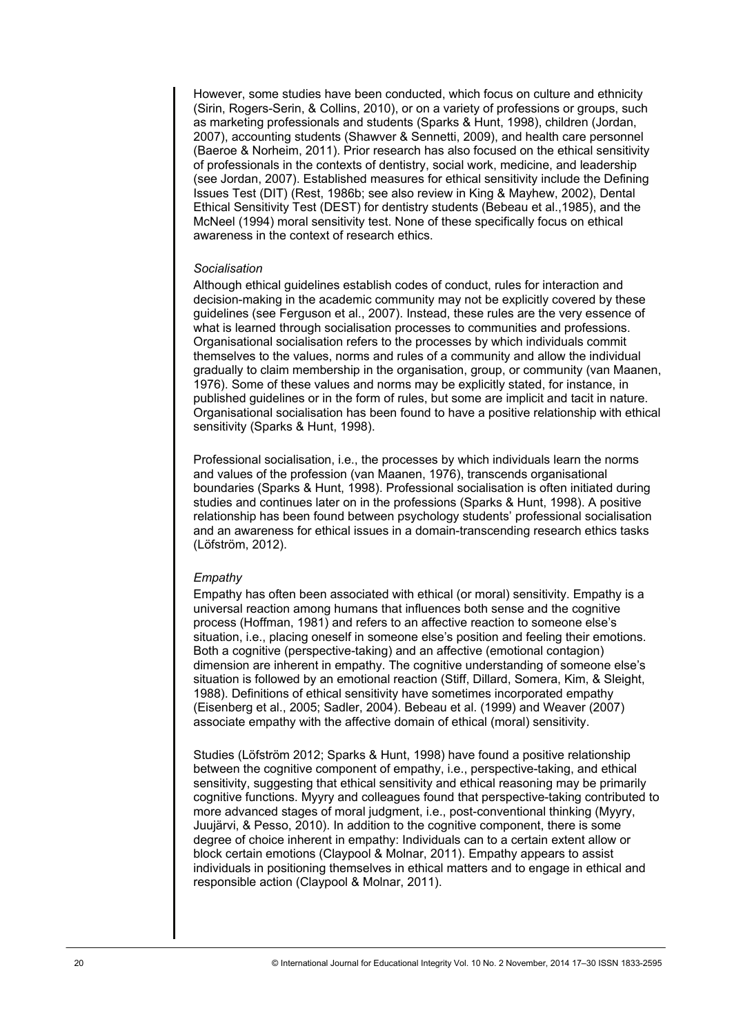However, some studies have been conducted, which focus on culture and ethnicity (Sirin, Rogers-Serin, & Collins, 2010), or on a variety of professions or groups, such as marketing professionals and students (Sparks & Hunt, 1998), children (Jordan, 2007), accounting students (Shawver & Sennetti, 2009), and health care personnel (Baeroe & Norheim, 2011). Prior research has also focused on the ethical sensitivity of professionals in the contexts of dentistry, social work, medicine, and leadership (see Jordan, 2007). Established measures for ethical sensitivity include the Defining Issues Test (DIT) (Rest, 1986b; see also review in King & Mayhew, 2002), Dental Ethical Sensitivity Test (DEST) for dentistry students (Bebeau et al.,1985), and the McNeel (1994) moral sensitivity test. None of these specifically focus on ethical awareness in the context of research ethics.

*Socialisation*

Although ethical guidelines establish codes of conduct, rules for interaction and decision-making in the academic community may not be explicitly covered by these guidelines (see Ferguson et al., 2007). Instead, these rules are the very essence of what is learned through socialisation processes to communities and professions. Organisational socialisation refers to the processes by which individuals commit themselves to the values, norms and rules of a community and allow the individual gradually to claim membership in the organisation, group, or community (van Maanen, 1976). Some of these values and norms may be explicitly stated, for instance, in published guidelines or in the form of rules, but some are implicit and tacit in nature. Organisational socialisation has been found to have a positive relationship with ethical sensitivity (Sparks & Hunt, 1998).

Professional socialisation, i.e., the processes by which individuals learn the norms and values of the profession (van Maanen, 1976), transcends organisational boundaries (Sparks & Hunt, 1998). Professional socialisation is often initiated during studies and continues later on in the professions (Sparks & Hunt, 1998). A positive relationship has been found between psychology students' professional socialisation and an awareness for ethical issues in a domain-transcending research ethics tasks (Löfström, 2012).

*Empathy*

Empathy has often been associated with ethical (or moral) sensitivity. Empathy is a universal reaction among humans that influences both sense and the cognitive process (Hoffman, 1981) and refers to an affective reaction to someone else's situation, i.e., placing oneself in someone else's position and feeling their emotions. Both a cognitive (perspective-taking) and an affective (emotional contagion) dimension are inherent in empathy. The cognitive understanding of someone else's situation is followed by an emotional reaction (Stiff, Dillard, Somera, Kim, & Sleight, 1988). Definitions of ethical sensitivity have sometimes incorporated empathy (Eisenberg et al., 2005; Sadler, 2004). Bebeau et al. (1999) and Weaver (2007) associate empathy with the affective domain of ethical (moral) sensitivity.

Studies (Löfström 2012; Sparks & Hunt, 1998) have found a positive relationship between the cognitive component of empathy, i.e., perspective-taking, and ethical sensitivity, suggesting that ethical sensitivity and ethical reasoning may be primarily cognitive functions. Myyry and colleagues found that perspective-taking contributed to more advanced stages of moral judgment, i.e., post-conventional thinking (Myyry, Juujärvi, & Pesso, 2010). In addition to the cognitive component, there is some degree of choice inherent in empathy: Individuals can to a certain extent allow or block certain emotions (Claypool & Molnar, 2011). Empathy appears to assist individuals in positioning themselves in ethical matters and to engage in ethical and responsible action (Claypool & Molnar, 2011).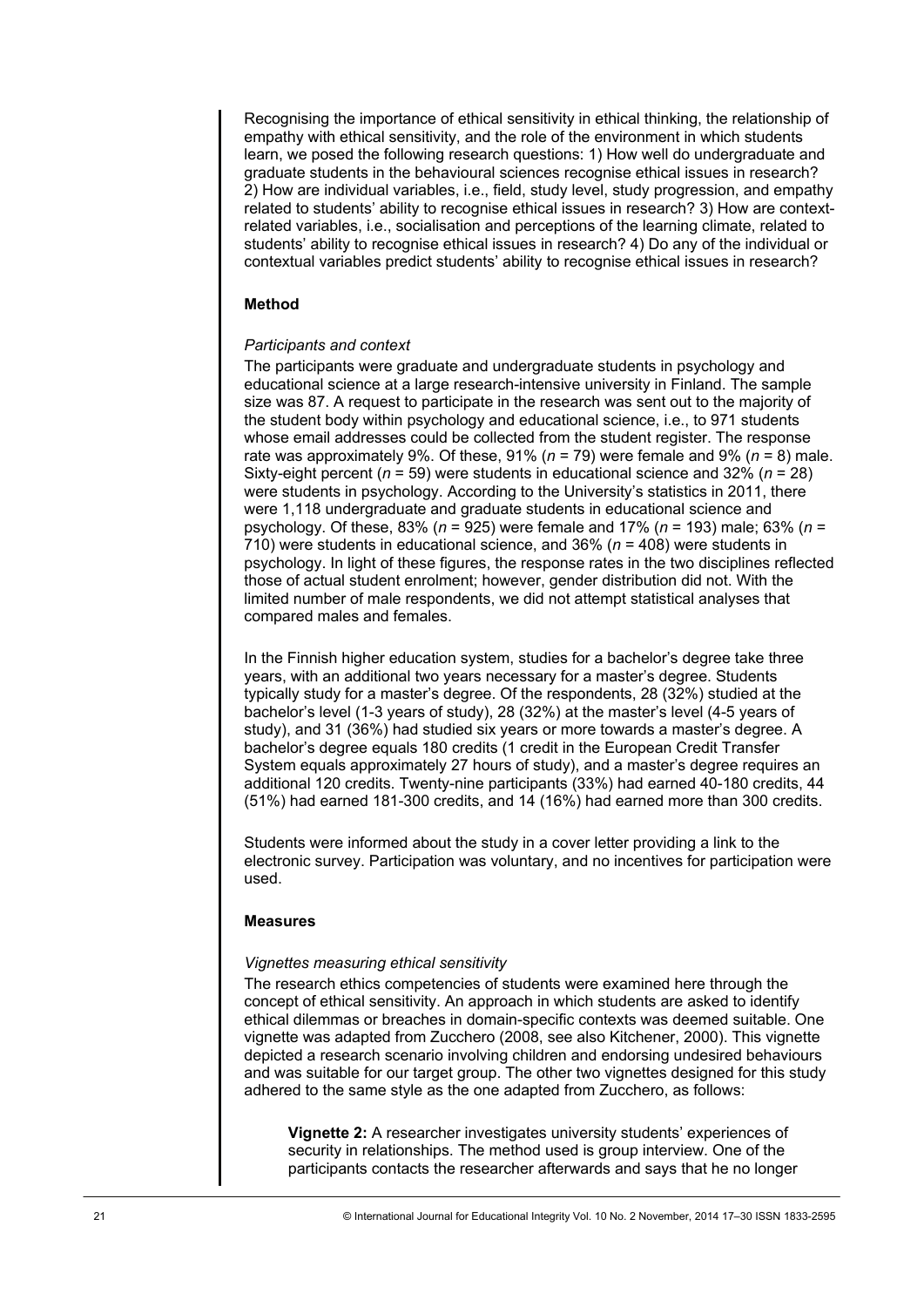Recognising the importance of ethical sensitivity in ethical thinking, the relationship of empathy with ethical sensitivity, and the role of the environment in which students learn, we posed the following research questions: 1) How well do undergraduate and graduate students in the behavioural sciences recognise ethical issues in research? 2) How are individual variables, i.e., field, study level, study progression, and empathy related to students' ability to recognise ethical issues in research? 3) How are context-related variables, i.e., socialisation and perceptions of the learning climate, related to students' ability to recognise ethical issues in research? 4) Do any of the individual or contextual variables predict students' ability to recognise ethical issues in research?

## Method

### *Participants and context*

The participants were graduate and undergraduate students in psychology and educational science at a large research-intensive university in Finland. The sample size was 87. A request to participate in the research was sent out to the majority of the student body within psychology and educational science, i.e., to 971 students whose email addresses could be collected from the student register. The response rate was approximately 9%. Of these, 91% ($n$ = 79) were female and 9% ($n$ = 8) male. Sixty-eight percent ($n$ = 59) were students in educational science and 32% ($n$ = 28) were students in psychology. According to the University's statistics in 2011, there were 1,118 undergraduate and graduate students in educational science and psychology. Of these, 83% ($n$ = 925) were female and 17% ($n$ = 193) male; 63% ($n$ = 710) were students in educational science, and 36% ($n$ = 408) were students in psychology. In light of these figures, the response rates in the two disciplines reflected those of actual student enrolment; however, gender distribution did not. With the limited number of male respondents, we did not attempt statistical analyses that compared males and females.

In the Finnish higher education system, studies for a bachelor's degree take three years, with an additional two years necessary for a master's degree. Students typically study for a master's degree. Of the respondents, 28 (32%) studied at the bachelor's level (1-3 years of study), 28 (32%) at the master's level (4-5 years of study), and 31 (36%) had studied six years or more towards a master's degree. A bachelor's degree equals 180 credits (1 credit in the European Credit Transfer System equals approximately 27 hours of study), and a master's degree requires an additional 120 credits. Twenty-nine participants (33%) had earned 40-180 credits, 44 (51%) had earned 181-300 credits, and 14 (16%) had earned more than 300 credits.

Students were informed about the study in a cover letter providing a link to the electronic survey. Participation was voluntary, and no incentives for participation were used.

## Measures

### *Vignettes measuring ethical sensitivity*

The research ethics competencies of students were examined here through the concept of ethical sensitivity. An approach in which students are asked to identify ethical dilemmas or breaches in domain-specific contexts was deemed suitable. One vignette was adapted from Zucchero (2008, see also Kitchener, 2000). This vignette depicted a research scenario involving children and endorsing undesired behaviours and was suitable for our target group. The other two vignettes designed for this study adhered to the same style as the one adapted from Zucchero, as follows:

> **Vignette 2:** A researcher investigates university students' experiences of security in relationships. The method used is group interview. One of the participants contacts the researcher afterwards and says that he no longer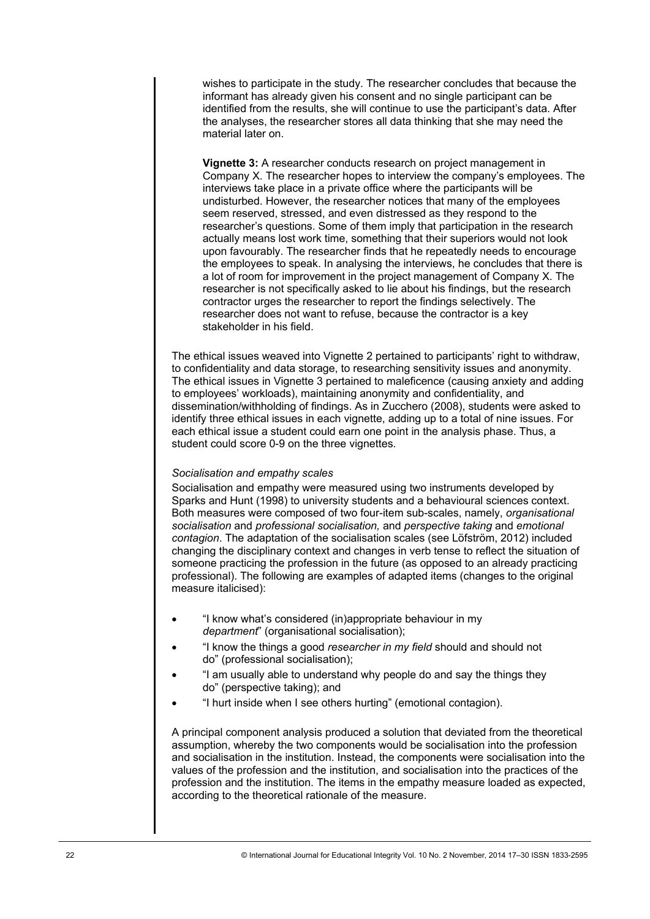wishes to participate in the study. The researcher concludes that because the informant has already given his consent and no single participant can be identified from the results, she will continue to use the participant's data. After the analyses, the researcher stores all data thinking that she may need the material later on.

**Vignette 3:** A researcher conducts research on project management in Company X. The researcher hopes to interview the company's employees. The interviews take place in a private office where the participants will be undisturbed. However, the researcher notices that many of the employees seem reserved, stressed, and even distressed as they respond to the researcher's questions. Some of them imply that participation in the research actually means lost work time, something that their superiors would not look upon favourably. The researcher finds that he repeatedly needs to encourage the employees to speak. In analysing the interviews, he concludes that there is a lot of room for improvement in the project management of Company X. The researcher is not specifically asked to lie about his findings, but the research contractor urges the researcher to report the findings selectively. The researcher does not want to refuse, because the contractor is a key stakeholder in his field.

The ethical issues weaved into Vignette 2 pertained to participants' right to withdraw, to confidentiality and data storage, to researching sensitivity issues and anonymity. The ethical issues in Vignette 3 pertained to maleficence (causing anxiety and adding to employees' workloads), maintaining anonymity and confidentiality, and dissemination/withholding of findings. As in Zucchero (2008), students were asked to identify three ethical issues in each vignette, adding up to a total of nine issues. For each ethical issue a student could earn one point in the analysis phase. Thus, a student could score 0-9 on the three vignettes.

*Socialisation and empathy scales*

Socialisation and empathy were measured using two instruments developed by Sparks and Hunt (1998) to university students and a behavioural sciences context. Both measures were composed of two four-item sub-scales, namely, *organisational socialisation* and *professional socialisation,* and *perspective taking* and *emotional contagion*. The adaptation of the socialisation scales (see Löfström, 2012) included changing the disciplinary context and changes in verb tense to reflect the situation of someone practicing the profession in the future (as opposed to an already practicing professional). The following are examples of adapted items (changes to the original measure italicised):

- "I know what's considered (in)appropriate behaviour in my *department*" (organisational socialisation);
- "I know the things a good *researcher in my field* should and should not do" (professional socialisation);
- "I am usually able to understand why people do and say the things they do" (perspective taking); and
- "I hurt inside when I see others hurting" (emotional contagion).

A principal component analysis produced a solution that deviated from the theoretical assumption, whereby the two components would be socialisation into the profession and socialisation in the institution. Instead, the components were socialisation into the values of the profession and the institution, and socialisation into the practices of the profession and the institution. The items in the empathy measure loaded as expected, according to the theoretical rationale of the measure.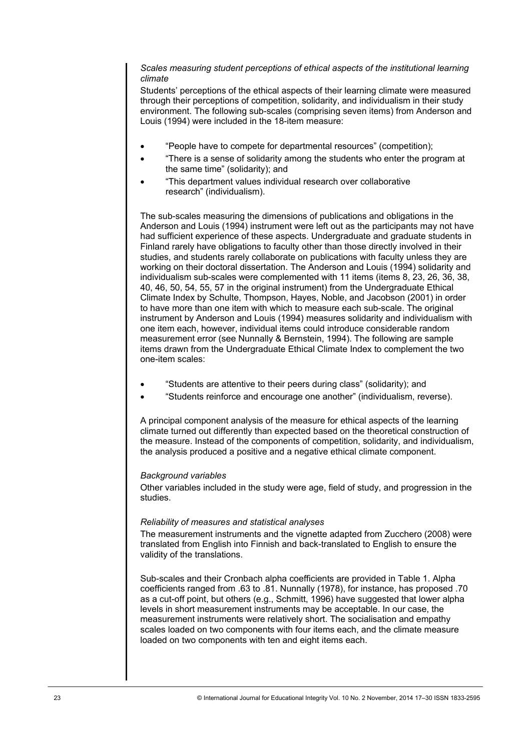*Scales measuring student perceptions of ethical aspects of the institutional learning climate*

Students' perceptions of the ethical aspects of their learning climate were measured through their perceptions of competition, solidarity, and individualism in their study environment. The following sub-scales (comprising seven items) from Anderson and Louis (1994) were included in the 18-item measure:

- "People have to compete for departmental resources" (competition);
- "There is a sense of solidarity among the students who enter the program at the same time" (solidarity); and
- "This department values individual research over collaborative research" (individualism).

The sub-scales measuring the dimensions of publications and obligations in the Anderson and Louis (1994) instrument were left out as the participants may not have had sufficient experience of these aspects. Undergraduate and graduate students in Finland rarely have obligations to faculty other than those directly involved in their studies, and students rarely collaborate on publications with faculty unless they are working on their doctoral dissertation. The Anderson and Louis (1994) solidarity and individualism sub-scales were complemented with 11 items (items 8, 23, 26, 36, 38, 40, 46, 50, 54, 55, 57 in the original instrument) from the Undergraduate Ethical Climate Index by Schulte, Thompson, Hayes, Noble, and Jacobson (2001) in order to have more than one item with which to measure each sub-scale. The original instrument by Anderson and Louis (1994) measures solidarity and individualism with one item each, however, individual items could introduce considerable random measurement error (see Nunnally & Bernstein, 1994). The following are sample items drawn from the Undergraduate Ethical Climate Index to complement the two one-item scales:

- "Students are attentive to their peers during class" (solidarity); and
- "Students reinforce and encourage one another" (individualism, reverse).

A principal component analysis of the measure for ethical aspects of the learning climate turned out differently than expected based on the theoretical construction of the measure. Instead of the components of competition, solidarity, and individualism, the analysis produced a positive and a negative ethical climate component.

*Background variables*

Other variables included in the study were age, field of study, and progression in the studies.

*Reliability of measures and statistical analyses*

The measurement instruments and the vignette adapted from Zucchero (2008) were translated from English into Finnish and back-translated to English to ensure the validity of the translations.

Sub-scales and their Cronbach alpha coefficients are provided in Table 1. Alpha coefficients ranged from .63 to .81. Nunnally (1978), for instance, has proposed .70 as a cut-off point, but others (e.g., Schmitt, 1996) have suggested that lower alpha levels in short measurement instruments may be acceptable. In our case, the measurement instruments were relatively short. The socialisation and empathy scales loaded on two components with four items each, and the climate measure loaded on two components with ten and eight items each.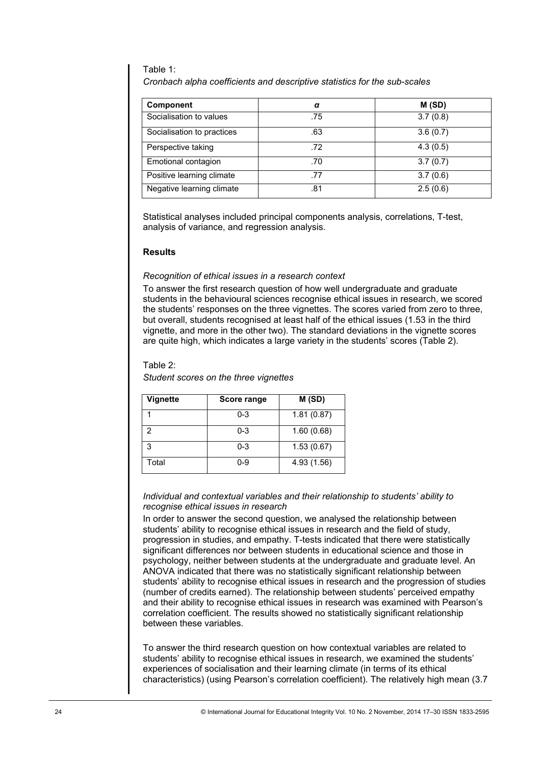Table 1:

*Cronbach alpha coefficients and descriptive statistics for the sub-scales*

| Component | α | M (SD) |
|---|---|---|
| Socialisation to values | .75 | 3.7 (0.8) |
| Socialisation to practices | .63 | 3.6 (0.7) |
| Perspective taking | .72 | 4.3 (0.5) |
| Emotional contagion | .70 | 3.7 (0.7) |
| Positive learning climate | .77 | 3.7 (0.6) |
| Negative learning climate | .81 | 2.5 (0.6) |

Statistical analyses included principal components analysis, correlations, T-test, analysis of variance, and regression analysis.

## Results

*Recognition of ethical issues in a research context*

To answer the first research question of how well undergraduate and graduate students in the behavioural sciences recognise ethical issues in research, we scored the students' responses on the three vignettes. The scores varied from zero to three, but overall, students recognised at least half of the ethical issues (1.53 in the third vignette, and more in the other two). The standard deviations in the vignette scores are quite high, which indicates a large variety in the students' scores (Table 2).

Table 2:

*Student scores on the three vignettes*

| Vignette | Score range | M (SD) |
|---|---|---|
| 1 | 0-3 | 1.81 (0.87) |
| 2 | 0-3 | 1.60 (0.68) |
| 3 | 0-3 | 1.53 (0.67) |
| Total | 0-9 | 4.93 (1.56) |

*Individual and contextual variables and their relationship to students' ability to recognise ethical issues in research*

In order to answer the second question, we analysed the relationship between students' ability to recognise ethical issues in research and the field of study, progression in studies, and empathy. T-tests indicated that there were statistically significant differences nor between students in educational science and those in psychology, neither between students at the undergraduate and graduate level. An ANOVA indicated that there was no statistically significant relationship between students' ability to recognise ethical issues in research and the progression of studies (number of credits earned). The relationship between students' perceived empathy and their ability to recognise ethical issues in research was examined with Pearson's correlation coefficient. The results showed no statistically significant relationship between these variables.

To answer the third research question on how contextual variables are related to students' ability to recognise ethical issues in research, we examined the students' experiences of socialisation and their learning climate (in terms of its ethical characteristics) (using Pearson's correlation coefficient). The relatively high mean (3.7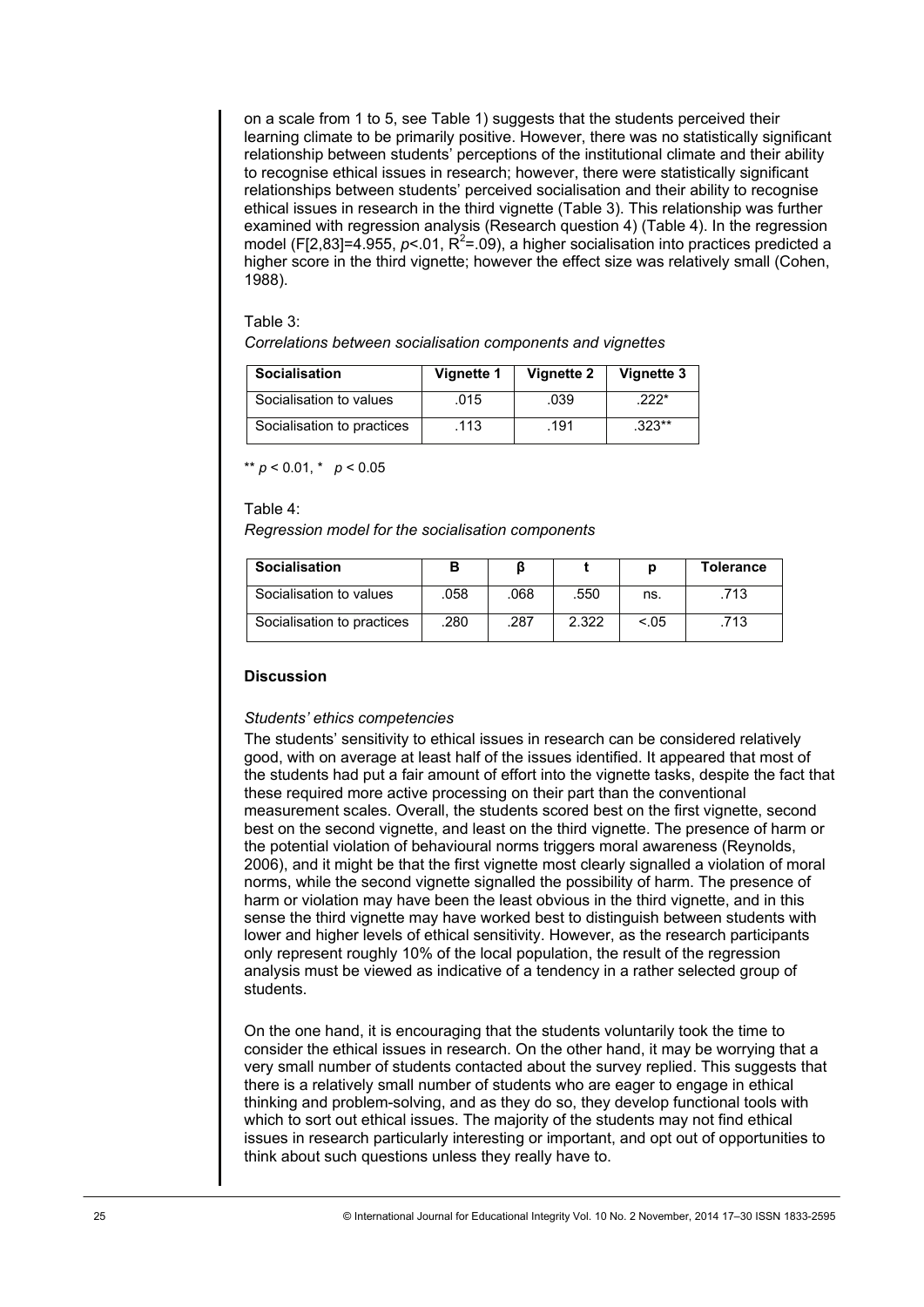on a scale from 1 to 5, see Table 1) suggests that the students perceived their learning climate to be primarily positive. However, there was no statistically significant relationship between students' perceptions of the institutional climate and their ability to recognise ethical issues in research; however, there were statistically significant relationships between students' perceived socialisation and their ability to recognise ethical issues in research in the third vignette (Table 3). This relationship was further examined with regression analysis (Research question 4) (Table 4). In the regression model ($F[2,83]=4.955$, $p<.01$, $R^2=.09$), a higher socialisation into practices predicted a higher score in the third vignette; however the effect size was relatively small (Cohen, 1988).

Table 3:

*Correlations between socialisation components and vignettes*

| Socialisation | Vignette 1 | Vignette 2 | Vignette 3 |
|---|---|---|---|
| Socialisation to values | .015 | .039 | .222* |
| Socialisation to practices | .113 | .191 | .323** |

** $p < 0.01$, * $p < 0.05$

Table 4:

*Regression model for the socialisation components*

| Socialisation | B | β | t | p | Tolerance |
|---|---|---|---|---|---|
| Socialisation to values | .058 | .068 | .550 | ns. | .713 |
| Socialisation to practices | .280 | .287 | 2.322 | <.05 | .713 |

## Discussion

### *Students' ethics competencies*

The students' sensitivity to ethical issues in research can be considered relatively good, with on average at least half of the issues identified. It appeared that most of the students had put a fair amount of effort into the vignette tasks, despite the fact that these required more active processing on their part than the conventional measurement scales. Overall, the students scored best on the first vignette, second best on the second vignette, and least on the third vignette. The presence of harm or the potential violation of behavioural norms triggers moral awareness (Reynolds, 2006), and it might be that the first vignette most clearly signalled a violation of moral norms, while the second vignette signalled the possibility of harm. The presence of harm or violation may have been the least obvious in the third vignette, and in this sense the third vignette may have worked best to distinguish between students with lower and higher levels of ethical sensitivity. However, as the research participants only represent roughly 10% of the local population, the result of the regression analysis must be viewed as indicative of a tendency in a rather selected group of students.

On the one hand, it is encouraging that the students voluntarily took the time to consider the ethical issues in research. On the other hand, it may be worrying that a very small number of students contacted about the survey replied. This suggests that there is a relatively small number of students who are eager to engage in ethical thinking and problem-solving, and as they do so, they develop functional tools with which to sort out ethical issues. The majority of the students may not find ethical issues in research particularly interesting or important, and opt out of opportunities to think about such questions unless they really have to.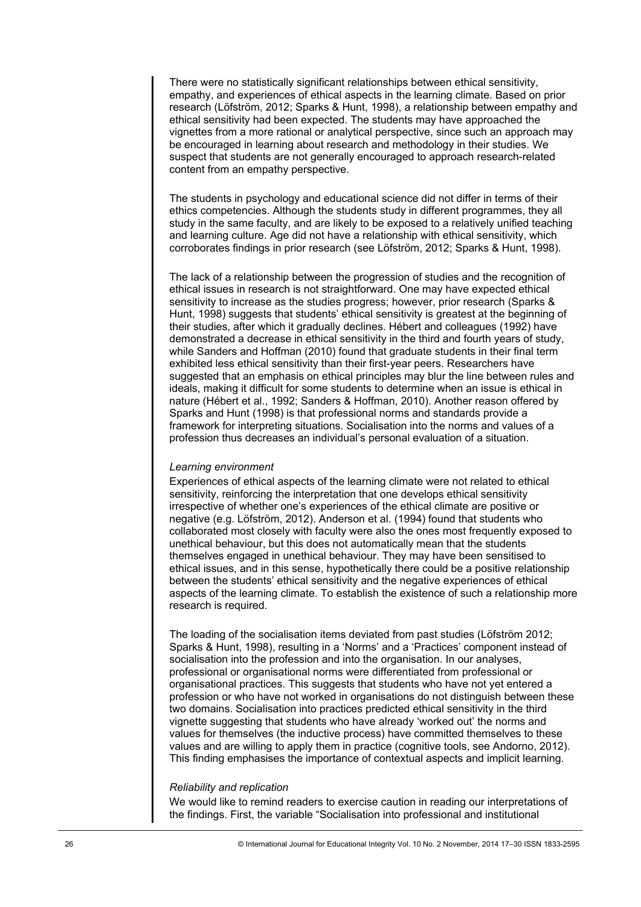There were no statistically significant relationships between ethical sensitivity, empathy, and experiences of ethical aspects in the learning climate. Based on prior research (Löfström, 2012; Sparks & Hunt, 1998), a relationship between empathy and ethical sensitivity had been expected. The students may have approached the vignettes from a more rational or analytical perspective, since such an approach may be encouraged in learning about research and methodology in their studies. We suspect that students are not generally encouraged to approach research-related content from an empathy perspective.

The students in psychology and educational science did not differ in terms of their ethics competencies. Although the students study in different programmes, they all study in the same faculty, and are likely to be exposed to a relatively unified teaching and learning culture. Age did not have a relationship with ethical sensitivity, which corroborates findings in prior research (see Löfström, 2012; Sparks & Hunt, 1998).

The lack of a relationship between the progression of studies and the recognition of ethical issues in research is not straightforward. One may have expected ethical sensitivity to increase as the studies progress; however, prior research (Sparks & Hunt, 1998) suggests that students' ethical sensitivity is greatest at the beginning of their studies, after which it gradually declines. Hébert and colleagues (1992) have demonstrated a decrease in ethical sensitivity in the third and fourth years of study, while Sanders and Hoffman (2010) found that graduate students in their final term exhibited less ethical sensitivity than their first-year peers. Researchers have suggested that an emphasis on ethical principles may blur the line between rules and ideals, making it difficult for some students to determine when an issue is ethical in nature (Hébert et al., 1992; Sanders & Hoffman, 2010). Another reason offered by Sparks and Hunt (1998) is that professional norms and standards provide a framework for interpreting situations. Socialisation into the norms and values of a profession thus decreases an individual's personal evaluation of a situation.

*Learning environment*

Experiences of ethical aspects of the learning climate were not related to ethical sensitivity, reinforcing the interpretation that one develops ethical sensitivity irrespective of whether one's experiences of the ethical climate are positive or negative (e.g. Löfström, 2012). Anderson et al. (1994) found that students who collaborated most closely with faculty were also the ones most frequently exposed to unethical behaviour, but this does not automatically mean that the students themselves engaged in unethical behaviour. They may have been sensitised to ethical issues, and in this sense, hypothetically there could be a positive relationship between the students' ethical sensitivity and the negative experiences of ethical aspects of the learning climate. To establish the existence of such a relationship more research is required.

The loading of the socialisation items deviated from past studies (Löfström 2012; Sparks & Hunt, 1998), resulting in a 'Norms' and a 'Practices' component instead of socialisation into the profession and into the organisation. In our analyses, professional or organisational norms were differentiated from professional or organisational practices. This suggests that students who have not yet entered a profession or who have not worked in organisations do not distinguish between these two domains. Socialisation into practices predicted ethical sensitivity in the third vignette suggesting that students who have already 'worked out' the norms and values for themselves (the inductive process) have committed themselves to these values and are willing to apply them in practice (cognitive tools, see Andorno, 2012). This finding emphasises the importance of contextual aspects and implicit learning.

*Reliability and replication*

We would like to remind readers to exercise caution in reading our interpretations of the findings. First, the variable "Socialisation into professional and institutional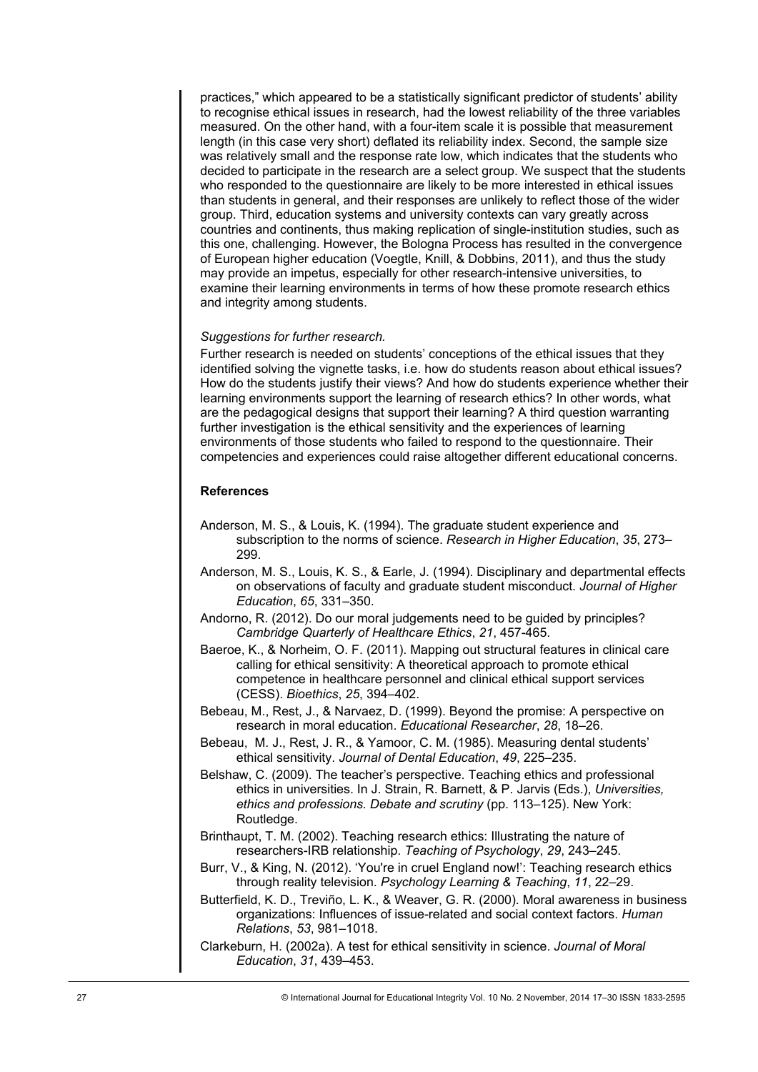practices," which appeared to be a statistically significant predictor of students' ability to recognise ethical issues in research, had the lowest reliability of the three variables measured. On the other hand, with a four-item scale it is possible that measurement length (in this case very short) deflated its reliability index. Second, the sample size was relatively small and the response rate low, which indicates that the students who decided to participate in the research are a select group. We suspect that the students who responded to the questionnaire are likely to be more interested in ethical issues than students in general, and their responses are unlikely to reflect those of the wider group. Third, education systems and university contexts can vary greatly across countries and continents, thus making replication of single-institution studies, such as this one, challenging. However, the Bologna Process has resulted in the convergence of European higher education (Voegtle, Knill, & Dobbins, 2011), and thus the study may provide an impetus, especially for other research-intensive universities, to examine their learning environments in terms of how these promote research ethics and integrity among students.

*Suggestions for further research.*

Further research is needed on students' conceptions of the ethical issues that they identified solving the vignette tasks, i.e. how do students reason about ethical issues? How do the students justify their views? And how do students experience whether their learning environments support the learning of research ethics? In other words, what are the pedagogical designs that support their learning? A third question warranting further investigation is the ethical sensitivity and the experiences of learning environments of those students who failed to respond to the questionnaire. Their competencies and experiences could raise altogether different educational concerns.

## References

Anderson, M. S., & Louis, K. (1994). The graduate student experience and subscription to the norms of science. *Research in Higher Education*, *35*, 273–299.

Anderson, M. S., Louis, K. S., & Earle, J. (1994). Disciplinary and departmental effects on observations of faculty and graduate student misconduct. *Journal of Higher Education*, *65*, 331–350.

Andorno, R. (2012). Do our moral judgements need to be guided by principles? *Cambridge Quarterly of Healthcare Ethics*, *21*, 457-465.

Baeroe, K., & Norheim, O. F. (2011). Mapping out structural features in clinical care calling for ethical sensitivity: A theoretical approach to promote ethical competence in healthcare personnel and clinical ethical support services (CESS). *Bioethics*, *25*, 394–402.

Bebeau, M., Rest, J., & Narvaez, D. (1999). Beyond the promise: A perspective on research in moral education. *Educational Researcher*, *28*, 18–26.

Bebeau, M. J., Rest, J. R., & Yamoor, C. M. (1985). Measuring dental students' ethical sensitivity. *Journal of Dental Education*, *49*, 225–235.

Belshaw, C. (2009). The teacher's perspective. Teaching ethics and professional ethics in universities. In J. Strain, R. Barnett, & P. Jarvis (Eds.), *Universities, ethics and professions. Debate and scrutiny* (pp. 113–125). New York: Routledge.

Brinthaupt, T. M. (2002). Teaching research ethics: Illustrating the nature of researchers-IRB relationship. *Teaching of Psychology*, *29*, 243–245.

Burr, V., & King, N. (2012). 'You're in cruel England now!': Teaching research ethics through reality television. *Psychology Learning & Teaching*, *11*, 22–29.

Butterfield, K. D., Treviño, L. K., & Weaver, G. R. (2000). Moral awareness in business organizations: Influences of issue-related and social context factors. *Human Relations*, *53*, 981–1018.

Clarkeburn, H. (2002a). A test for ethical sensitivity in science. *Journal of Moral Education*, *31*, 439–453.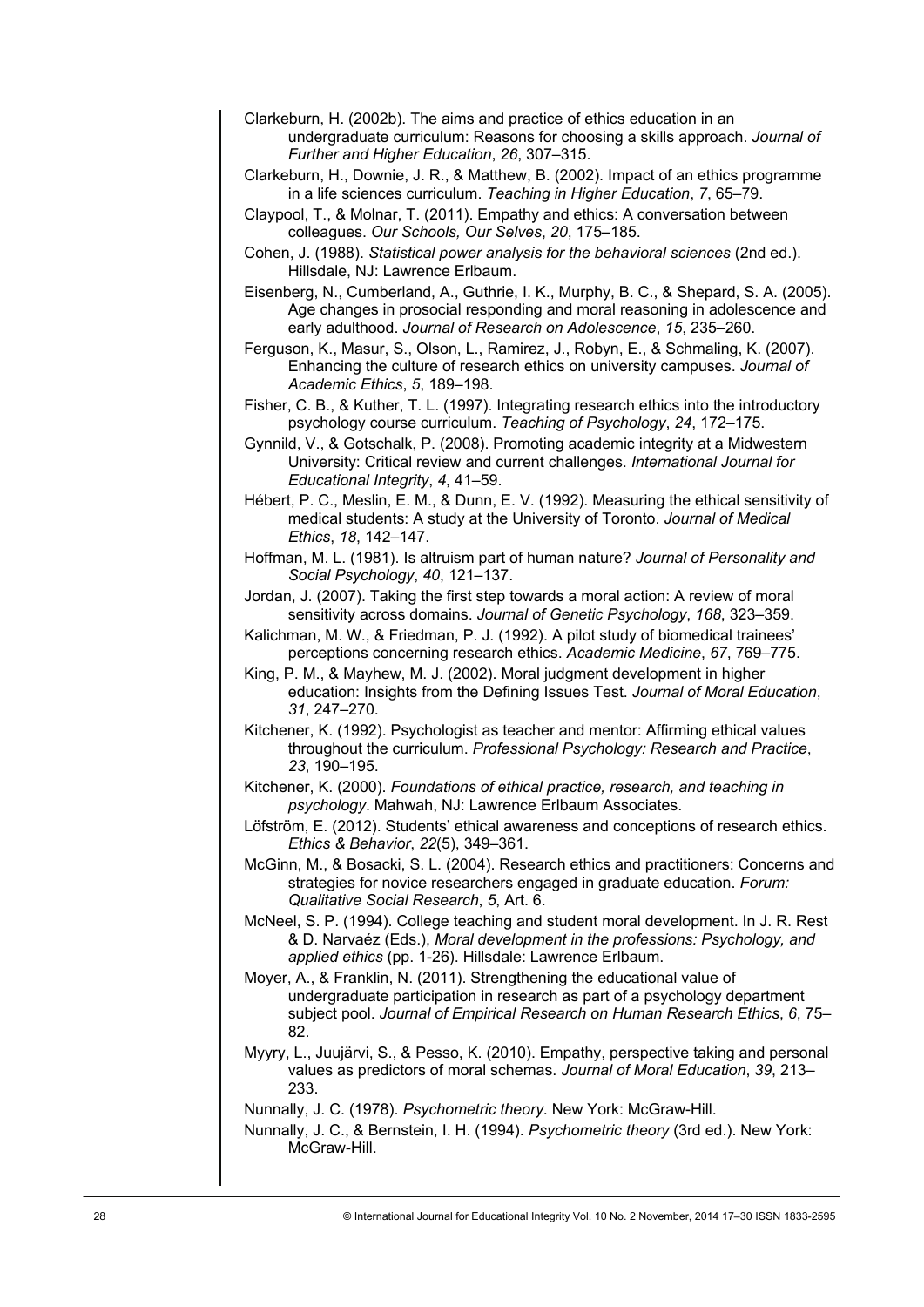Clarkeburn, H. (2002b). The aims and practice of ethics education in an undergraduate curriculum: Reasons for choosing a skills approach. *Journal of Further and Higher Education*, *26*, 307–315.

Clarkeburn, H., Downie, J. R., & Matthew, B. (2002). Impact of an ethics programme in a life sciences curriculum. *Teaching in Higher Education*, *7*, 65–79.

Claypool, T., & Molnar, T. (2011). Empathy and ethics: A conversation between colleagues. *Our Schools, Our Selves*, *20*, 175–185.

Cohen, J. (1988). *Statistical power analysis for the behavioral sciences* (2nd ed.). Hillsdale, NJ: Lawrence Erlbaum.

Eisenberg, N., Cumberland, A., Guthrie, I. K., Murphy, B. C., & Shepard, S. A. (2005). Age changes in prosocial responding and moral reasoning in adolescence and early adulthood. *Journal of Research on Adolescence*, *15*, 235–260.

Ferguson, K., Masur, S., Olson, L., Ramirez, J., Robyn, E., & Schmaling, K. (2007). Enhancing the culture of research ethics on university campuses. *Journal of Academic Ethics*, *5*, 189–198.

Fisher, C. B., & Kuther, T. L. (1997). Integrating research ethics into the introductory psychology course curriculum. *Teaching of Psychology*, *24*, 172–175.

Gynnild, V., & Gotschalk, P. (2008). Promoting academic integrity at a Midwestern University: Critical review and current challenges. *International Journal for Educational Integrity*, *4*, 41–59.

Hébert, P. C., Meslin, E. M., & Dunn, E. V. (1992). Measuring the ethical sensitivity of medical students: A study at the University of Toronto. *Journal of Medical Ethics*, *18*, 142–147.

Hoffman, M. L. (1981). Is altruism part of human nature? *Journal of Personality and Social Psychology*, *40*, 121–137.

Jordan, J. (2007). Taking the first step towards a moral action: A review of moral sensitivity across domains. *Journal of Genetic Psychology*, *168*, 323–359.

Kalichman, M. W., & Friedman, P. J. (1992). A pilot study of biomedical trainees' perceptions concerning research ethics. *Academic Medicine*, *67*, 769–775.

King, P. M., & Mayhew, M. J. (2002). Moral judgment development in higher education: Insights from the Defining Issues Test. *Journal of Moral Education*, *31*, 247–270.

Kitchener, K. (1992). Psychologist as teacher and mentor: Affirming ethical values throughout the curriculum. *Professional Psychology: Research and Practice*, *23*, 190–195.

Kitchener, K. (2000). *Foundations of ethical practice, research, and teaching in psychology*. Mahwah, NJ: Lawrence Erlbaum Associates.

Löfström, E. (2012). Students' ethical awareness and conceptions of research ethics. *Ethics & Behavior*, *22*(5), 349–361.

McGinn, M., & Bosacki, S. L. (2004). Research ethics and practitioners: Concerns and strategies for novice researchers engaged in graduate education. *Forum: Qualitative Social Research*, *5*, Art. 6.

McNeel, S. P. (1994). College teaching and student moral development. In J. R. Rest & D. Narvaéz (Eds.), *Moral development in the professions: Psychology, and applied ethics* (pp. 1-26). Hillsdale: Lawrence Erlbaum.

Moyer, A., & Franklin, N. (2011). Strengthening the educational value of undergraduate participation in research as part of a psychology department subject pool. *Journal of Empirical Research on Human Research Ethics*, *6*, 75–82.

Myyry, L., Juujärvi, S., & Pesso, K. (2010). Empathy, perspective taking and personal values as predictors of moral schemas. *Journal of Moral Education*, *39*, 213–233.

Nunnally, J. C. (1978). *Psychometric theory*. New York: McGraw-Hill.

Nunnally, J. C., & Bernstein, I. H. (1994). *Psychometric theory* (3rd ed.). New York: McGraw-Hill.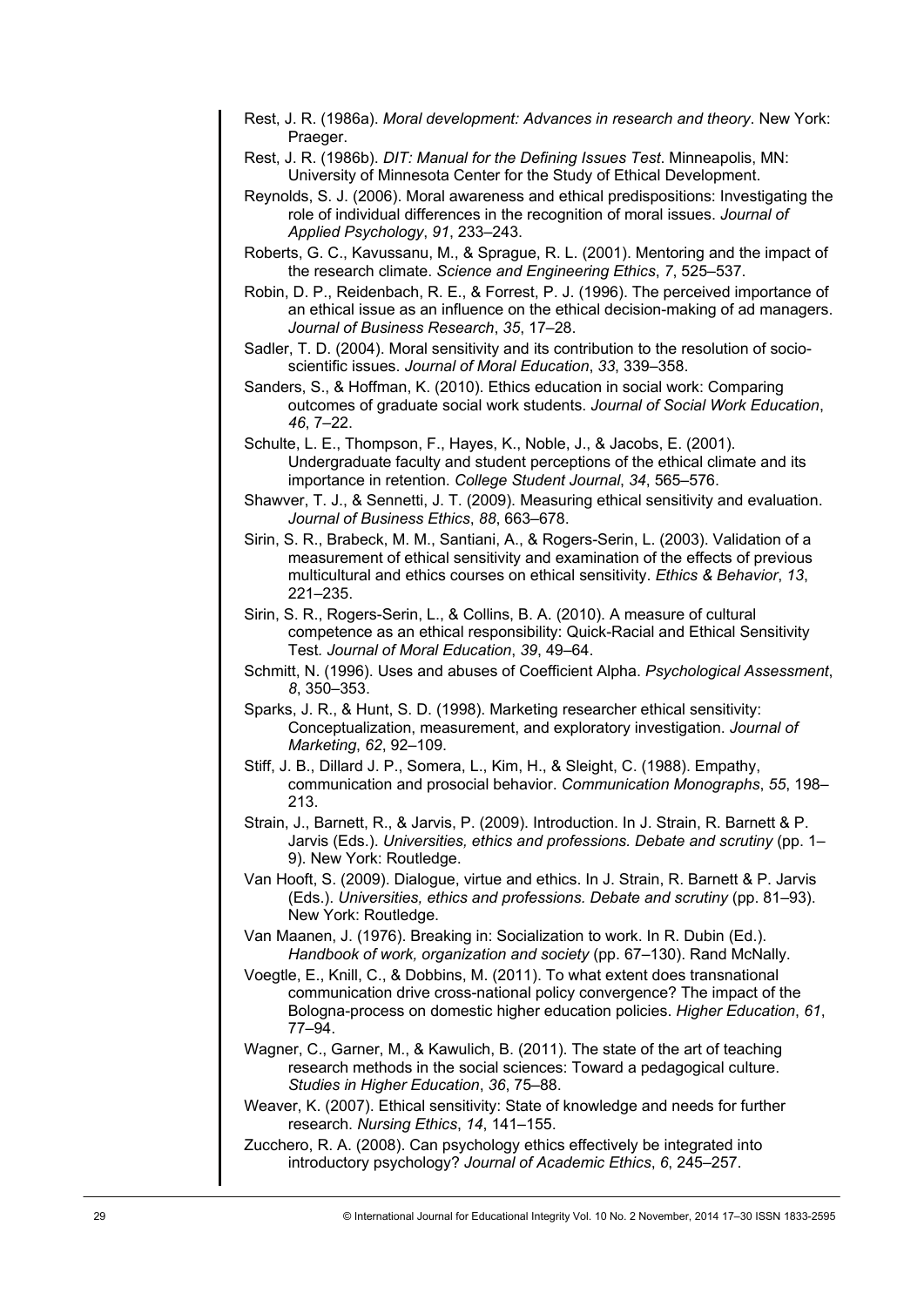Rest, J. R. (1986a). *Moral development: Advances in research and theory*. New York: Praeger.

Rest, J. R. (1986b). *DIT: Manual for the Defining Issues Test*. Minneapolis, MN: University of Minnesota Center for the Study of Ethical Development.

Reynolds, S. J. (2006). Moral awareness and ethical predispositions: Investigating the role of individual differences in the recognition of moral issues. *Journal of Applied Psychology*, *91*, 233–243.

Roberts, G. C., Kavussanu, M., & Sprague, R. L. (2001). Mentoring and the impact of the research climate. *Science and Engineering Ethics*, *7*, 525–537.

Robin, D. P., Reidenbach, R. E., & Forrest, P. J. (1996). The perceived importance of an ethical issue as an influence on the ethical decision-making of ad managers. *Journal of Business Research*, *35*, 17–28.

Sadler, T. D. (2004). Moral sensitivity and its contribution to the resolution of socio-scientific issues. *Journal of Moral Education*, *33*, 339–358.

Sanders, S., & Hoffman, K. (2010). Ethics education in social work: Comparing outcomes of graduate social work students. *Journal of Social Work Education*, *46*, 7–22.

Schulte, L. E., Thompson, F., Hayes, K., Noble, J., & Jacobs, E. (2001). Undergraduate faculty and student perceptions of the ethical climate and its importance in retention. *College Student Journal*, *34*, 565–576.

Shawver, T. J., & Sennetti, J. T. (2009). Measuring ethical sensitivity and evaluation. *Journal of Business Ethics*, *88*, 663–678.

Sirin, S. R., Brabeck, M. M., Santiani, A., & Rogers-Serin, L. (2003). Validation of a measurement of ethical sensitivity and examination of the effects of previous multicultural and ethics courses on ethical sensitivity. *Ethics & Behavior*, *13*, 221–235.

Sirin, S. R., Rogers-Serin, L., & Collins, B. A. (2010). A measure of cultural competence as an ethical responsibility: Quick-Racial and Ethical Sensitivity Test. *Journal of Moral Education*, *39*, 49–64.

Schmitt, N. (1996). Uses and abuses of Coefficient Alpha. *Psychological Assessment*, *8*, 350–353.

Sparks, J. R., & Hunt, S. D. (1998). Marketing researcher ethical sensitivity: Conceptualization, measurement, and exploratory investigation. *Journal of Marketing*, *62*, 92–109.

Stiff, J. B., Dillard J. P., Somera, L., Kim, H., & Sleight, C. (1988). Empathy, communication and prosocial behavior. *Communication Monographs*, *55*, 198–213.

Strain, J., Barnett, R., & Jarvis, P. (2009). Introduction. In J. Strain, R. Barnett & P. Jarvis (Eds.). *Universities, ethics and professions. Debate and scrutiny* (pp. 1–9). New York: Routledge.

Van Hooft, S. (2009). Dialogue, virtue and ethics. In J. Strain, R. Barnett & P. Jarvis (Eds.). *Universities, ethics and professions. Debate and scrutiny* (pp. 81–93). New York: Routledge.

Van Maanen, J. (1976). Breaking in: Socialization to work. In R. Dubin (Ed.). *Handbook of work, organization and society* (pp. 67–130). Rand McNally.

Voegtle, E., Knill, C., & Dobbins, M. (2011). To what extent does transnational communication drive cross-national policy convergence? The impact of the Bologna-process on domestic higher education policies. *Higher Education*, *61*, 77–94.

Wagner, C., Garner, M., & Kawulich, B. (2011). The state of the art of teaching research methods in the social sciences: Toward a pedagogical culture. *Studies in Higher Education*, *36*, 75–88.

Weaver, K. (2007). Ethical sensitivity: State of knowledge and needs for further research. *Nursing Ethics*, *14*, 141–155.

Zucchero, R. A. (2008). Can psychology ethics effectively be integrated into introductory psychology? *Journal of Academic Ethics*, *6*, 245–257.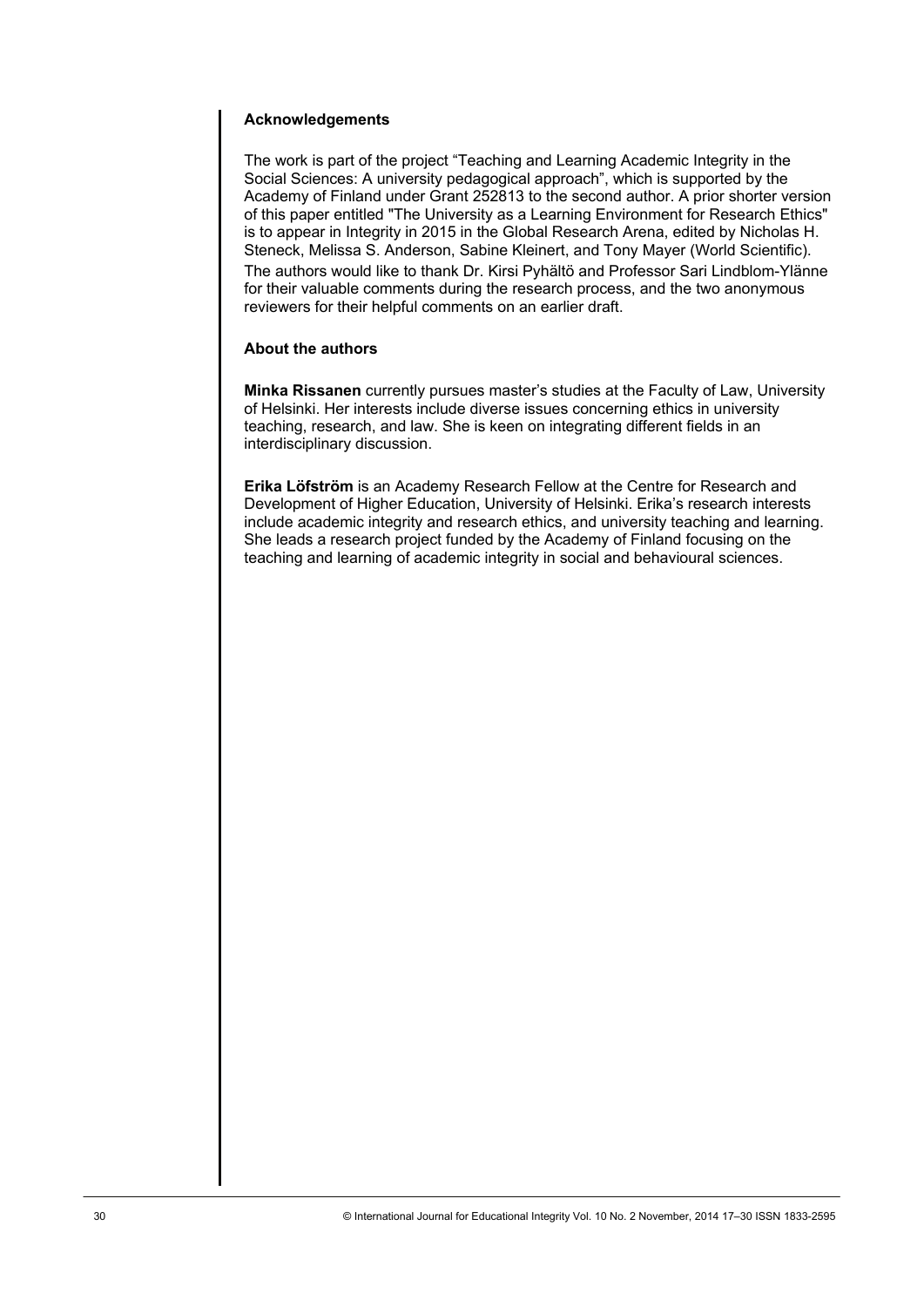### Acknowledgements

The work is part of the project "Teaching and Learning Academic Integrity in the Social Sciences: A university pedagogical approach", which is supported by the Academy of Finland under Grant 252813 to the second author. A prior shorter version of this paper entitled "The University as a Learning Environment for Research Ethics" is to appear in Integrity in 2015 in the Global Research Arena, edited by Nicholas H. Steneck, Melissa S. Anderson, Sabine Kleinert, and Tony Mayer (World Scientific). The authors would like to thank Dr. Kirsi Pyhältö and Professor Sari Lindblom-Ylänne for their valuable comments during the research process, and the two anonymous reviewers for their helpful comments on an earlier draft.

### About the authors

**Minka Rissanen** currently pursues master's studies at the Faculty of Law, University of Helsinki. Her interests include diverse issues concerning ethics in university teaching, research, and law. She is keen on integrating different fields in an interdisciplinary discussion.

**Erika Löfström** is an Academy Research Fellow at the Centre for Research and Development of Higher Education, University of Helsinki. Erika's research interests include academic integrity and research ethics, and university teaching and learning. She leads a research project funded by the Academy of Finland focusing on the teaching and learning of academic integrity in social and behavioural sciences.